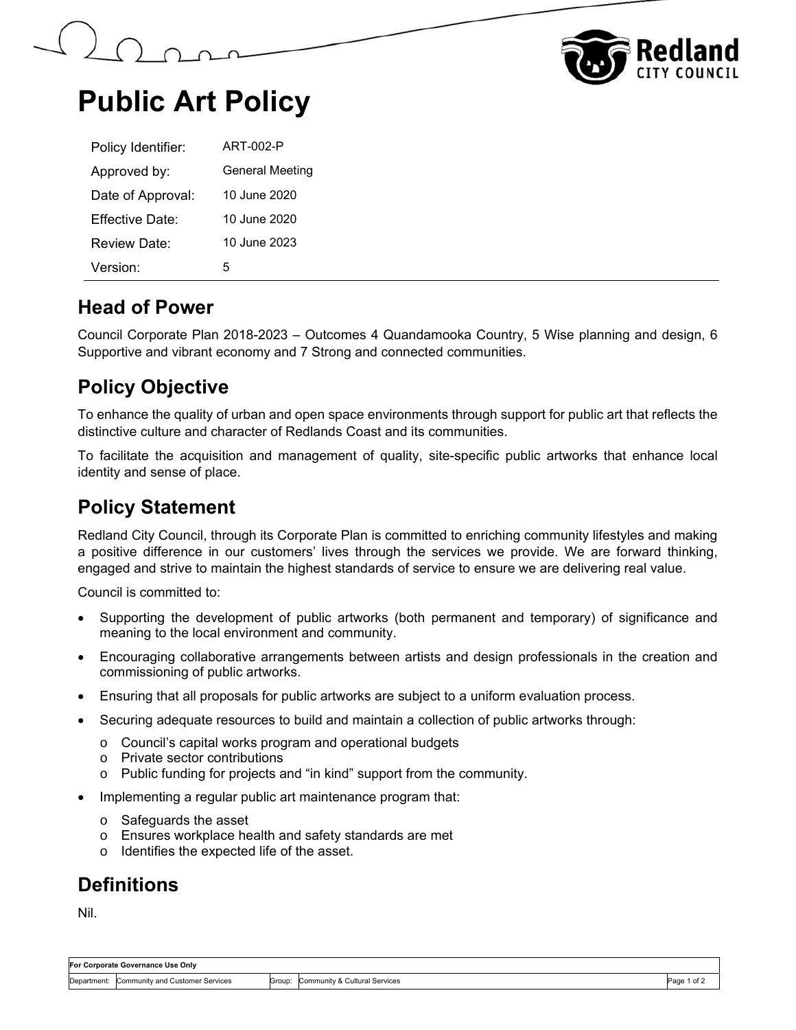# Public Art Policy

| | |
|---|---|
| Policy Identifier: | ART-002-P |
| Approved by: | General Meeting |
| Date of Approval: | 10 June 2020 |
| Effective Date: | 10 June 2020 |
| Review Date: | 10 June 2023 |
| Version: | 5 |

## Head of Power

Council Corporate Plan 2018-2023 – Outcomes 4 Quandamooka Country, 5 Wise planning and design, 6 Supportive and vibrant economy and 7 Strong and connected communities.

## Policy Objective

To enhance the quality of urban and open space environments through support for public art that reflects the distinctive culture and character of Redlands Coast and its communities.

To facilitate the acquisition and management of quality, site-specific public artworks that enhance local identity and sense of place.

## Policy Statement

Redland City Council, through its Corporate Plan is committed to enriching community lifestyles and making a positive difference in our customers' lives through the services we provide. We are forward thinking, engaged and strive to maintain the highest standards of service to ensure we are delivering real value.

Council is committed to:

- Supporting the development of public artworks (both permanent and temporary) of significance and meaning to the local environment and community.
- Encouraging collaborative arrangements between artists and design professionals in the creation and commissioning of public artworks.
- Ensuring that all proposals for public artworks are subject to a uniform evaluation process.
- Securing adequate resources to build and maintain a collection of public artworks through:
  - Council's capital works program and operational budgets
  - Private sector contributions
  - Public funding for projects and "in kind" support from the community.
- Implementing a regular public art maintenance program that:
  - Safeguards the asset
  - Ensures workplace health and safety standards are met
  - Identifies the expected life of the asset.

## Definitions

Nil.

| For Corporate Governance Use Only | | | |
|---|---|---|---|
| Department: Community and Customer Services | | Group: Community & Cultural Services | |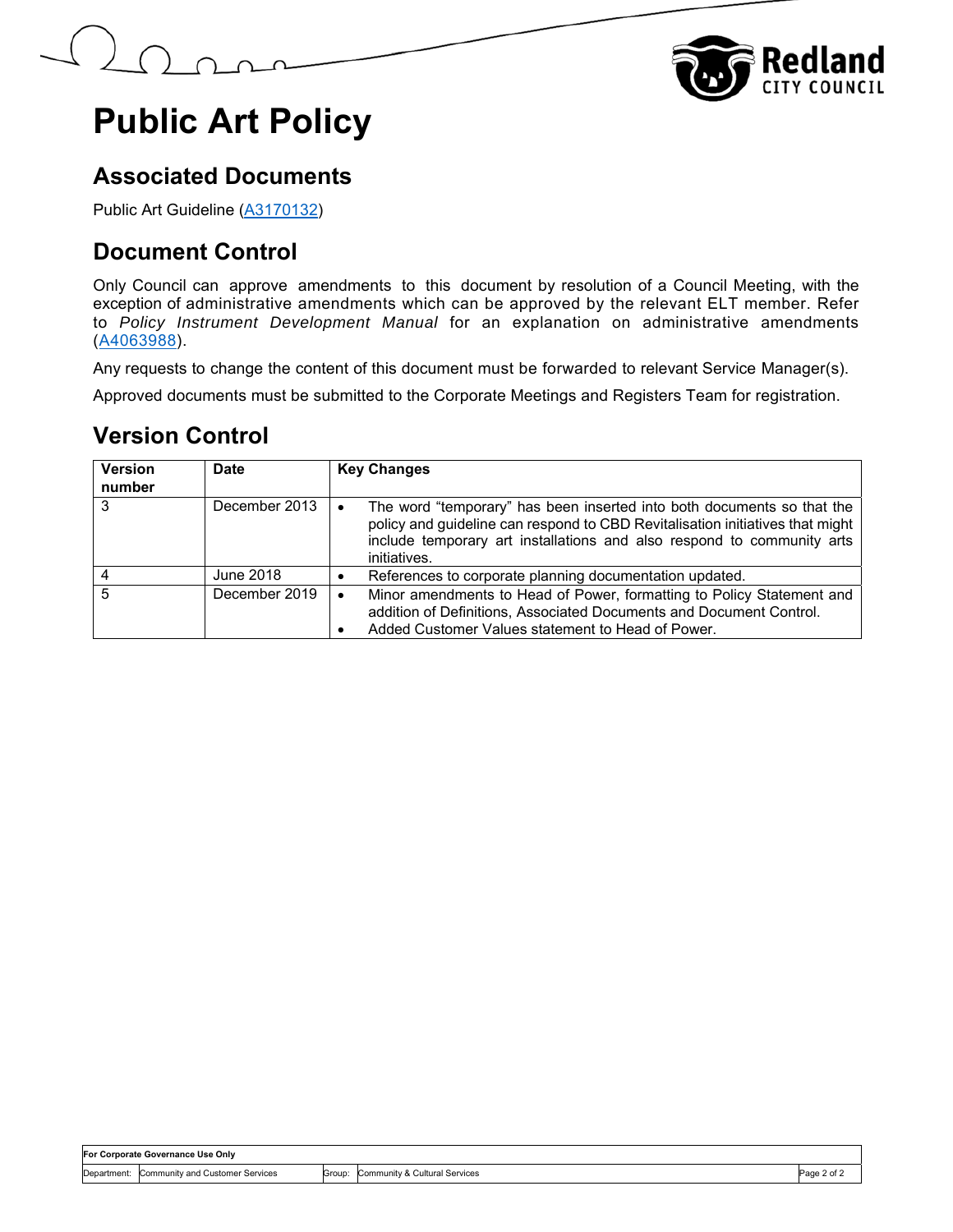# Public Art Policy

## Associated Documents

Public Art Guideline (A3170132)

## Document Control

Only Council can approve amendments to this document by resolution of a Council Meeting, with the exception of administrative amendments which can be approved by the relevant ELT member. Refer to *Policy Instrument Development Manual* for an explanation on administrative amendments (A4063988).

Any requests to change the content of this document must be forwarded to relevant Service Manager(s).

Approved documents must be submitted to the Corporate Meetings and Registers Team for registration.

## Version Control

| Version number | Date | Key Changes |
|---|---|---|
| 3 | December 2013 | • The word "temporary" has been inserted into both documents so that the policy and guideline can respond to CBD Revitalisation initiatives that might include temporary art installations and also respond to community arts initiatives. |
| 4 | June 2018 | • References to corporate planning documentation updated. |
| 5 | December 2019 | • Minor amendments to Head of Power, formatting to Policy Statement and addition of Definitions, Associated Documents and Document Control.<br>• Added Customer Values statement to Head of Power. |

| For Corporate Governance Use Only | | | |
|---|---|---|---|
| Department: Community and Customer Services | Group: Community & Cultural Services | | |